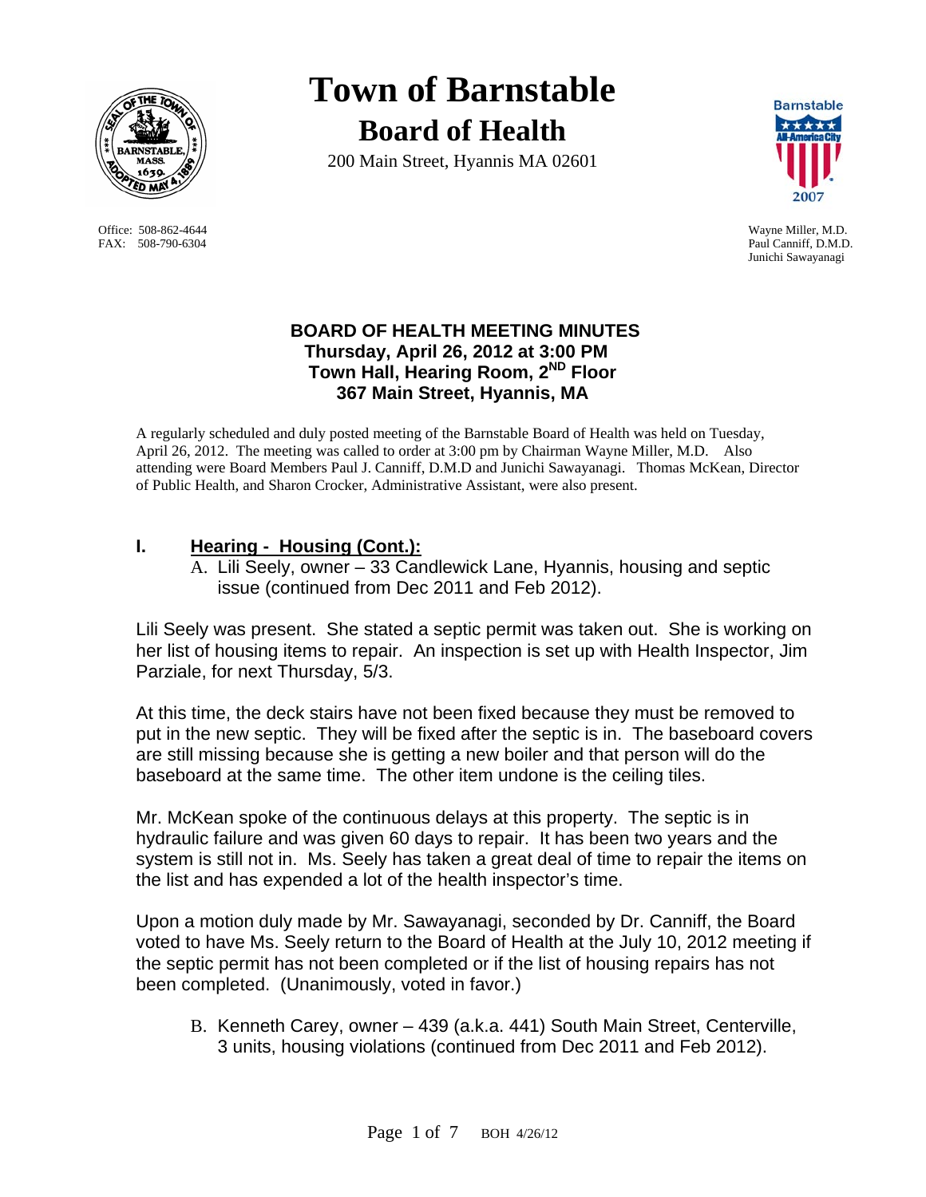# Town of Barnstable

## Board of Health

200 Main Street, Hyannis MA 02601

Office: 508-862-4644
FAX: 508-790-6304

Wayne Miller, M.D.
Paul Canniff, D.M.D.
Junichi Sawayanagi

**BOARD OF HEALTH MEETING MINUTES**
**Thursday, April 26, 2012 at 3:00 PM**
**Town Hall, Hearing Room, 2ND Floor**
**367 Main Street, Hyannis, MA**

A regularly scheduled and duly posted meeting of the Barnstable Board of Health was held on Tuesday, April 26, 2012. The meeting was called to order at 3:00 pm by Chairman Wayne Miller, M.D. Also attending were Board Members Paul J. Canniff, D.M.D and Junichi Sawayanagi. Thomas McKean, Director of Public Health, and Sharon Crocker, Administrative Assistant, were also present.

## I. Hearing - Housing (Cont.):

A. Lili Seely, owner – 33 Candlewick Lane, Hyannis, housing and septic issue (continued from Dec 2011 and Feb 2012).

Lili Seely was present. She stated a septic permit was taken out. She is working on her list of housing items to repair. An inspection is set up with Health Inspector, Jim Parziale, for next Thursday, 5/3.

At this time, the deck stairs have not been fixed because they must be removed to put in the new septic. They will be fixed after the septic is in. The baseboard covers are still missing because she is getting a new boiler and that person will do the baseboard at the same time. The other item undone is the ceiling tiles.

Mr. McKean spoke of the continuous delays at this property. The septic is in hydraulic failure and was given 60 days to repair. It has been two years and the system is still not in. Ms. Seely has taken a great deal of time to repair the items on the list and has expended a lot of the health inspector's time.

Upon a motion duly made by Mr. Sawayanagi, seconded by Dr. Canniff, the Board voted to have Ms. Seely return to the Board of Health at the July 10, 2012 meeting if the septic permit has not been completed or if the list of housing repairs has not been completed. (Unanimously, voted in favor.)

B. Kenneth Carey, owner – 439 (a.k.a. 441) South Main Street, Centerville, 3 units, housing violations (continued from Dec 2011 and Feb 2012).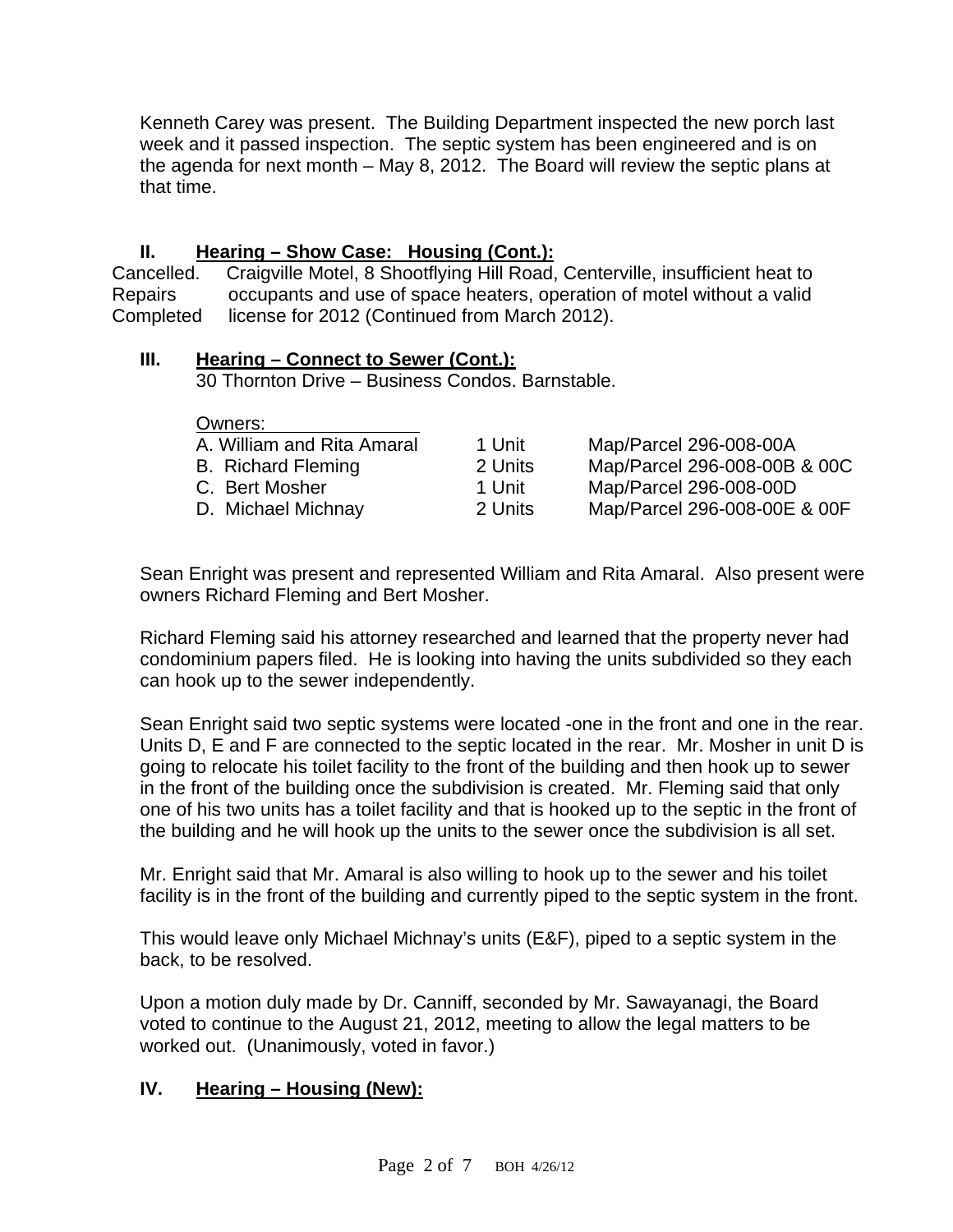Kenneth Carey was present. The Building Department inspected the new porch last week and it passed inspection. The septic system has been engineered and is on the agenda for next month – May 8, 2012. The Board will review the septic plans at that time.

## II. Hearing – Show Case: Housing (Cont.):

Cancelled. Repairs Completed

Craigville Motel, 8 Shootflying Hill Road, Centerville, insufficient heat to occupants and use of space heaters, operation of motel without a valid license for 2012 (Continued from March 2012).

## III. Hearing – Connect to Sewer (Cont.):

30 Thornton Drive – Business Condos. Barnstable.

| Owners: | | |
|---|---|---|
| A. William and Rita Amaral | 1 Unit | Map/Parcel 296-008-00A |
| B. Richard Fleming | 2 Units | Map/Parcel 296-008-00B & 00C |
| C. Bert Mosher | 1 Unit | Map/Parcel 296-008-00D |
| D. Michael Michnay | 2 Units | Map/Parcel 296-008-00E & 00F |

Sean Enright was present and represented William and Rita Amaral. Also present were owners Richard Fleming and Bert Mosher.

Richard Fleming said his attorney researched and learned that the property never had condominium papers filed. He is looking into having the units subdivided so they each can hook up to the sewer independently.

Sean Enright said two septic systems were located -one in the front and one in the rear. Units D, E and F are connected to the septic located in the rear. Mr. Mosher in unit D is going to relocate his toilet facility to the front of the building and then hook up to sewer in the front of the building once the subdivision is created. Mr. Fleming said that only one of his two units has a toilet facility and that is hooked up to the septic in the front of the building and he will hook up the units to the sewer once the subdivision is all set.

Mr. Enright said that Mr. Amaral is also willing to hook up to the sewer and his toilet facility is in the front of the building and currently piped to the septic system in the front.

This would leave only Michael Michnay's units (E&F), piped to a septic system in the back, to be resolved.

Upon a motion duly made by Dr. Canniff, seconded by Mr. Sawayanagi, the Board voted to continue to the August 21, 2012, meeting to allow the legal matters to be worked out. (Unanimously, voted in favor.)

## IV. Hearing – Housing (New):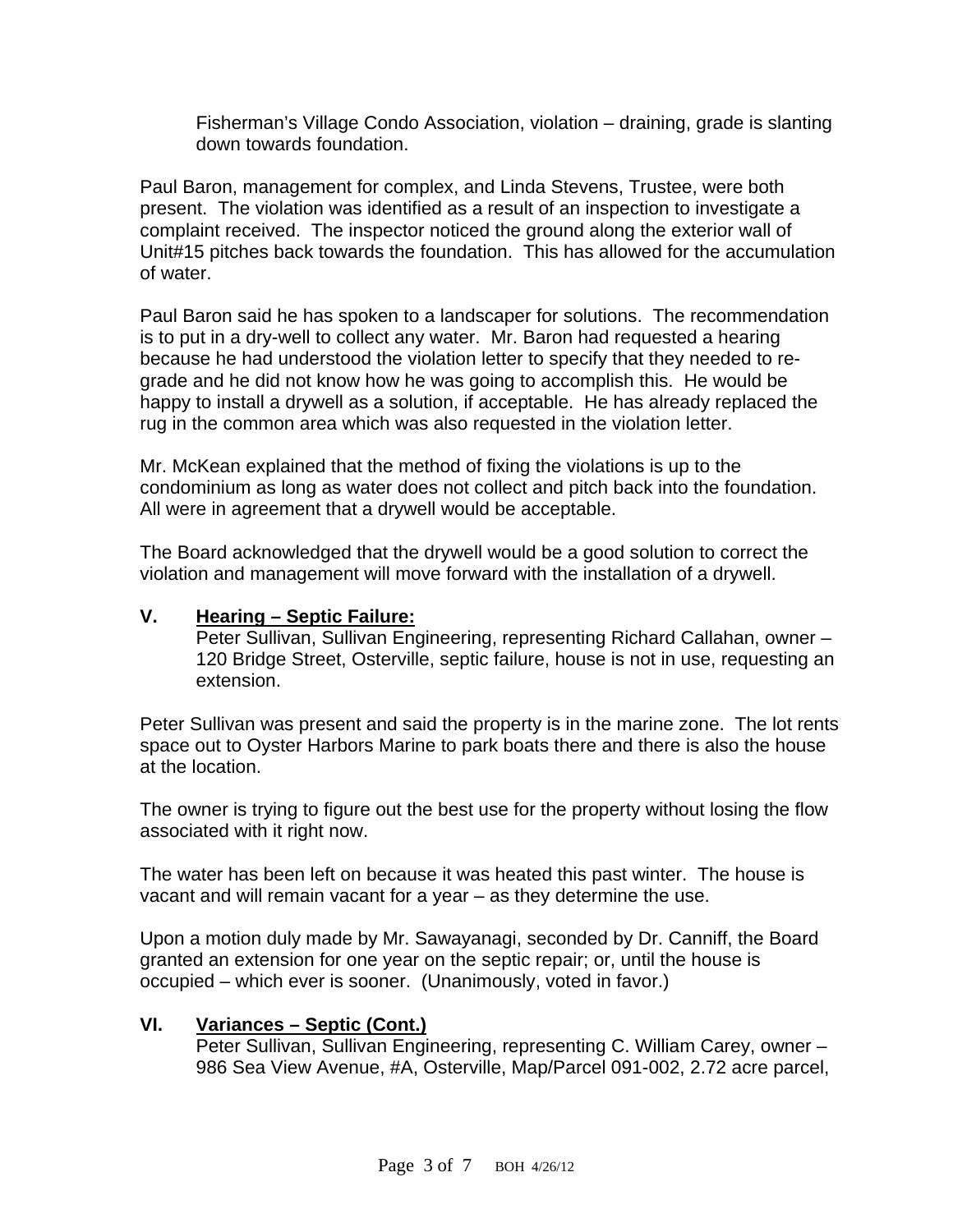Fisherman's Village Condo Association, violation – draining, grade is slanting down towards foundation.

Paul Baron, management for complex, and Linda Stevens, Trustee, were both present. The violation was identified as a result of an inspection to investigate a complaint received. The inspector noticed the ground along the exterior wall of Unit#15 pitches back towards the foundation. This has allowed for the accumulation of water.

Paul Baron said he has spoken to a landscaper for solutions. The recommendation is to put in a dry-well to collect any water. Mr. Baron had requested a hearing because he had understood the violation letter to specify that they needed to re-grade and he did not know how he was going to accomplish this. He would be happy to install a drywell as a solution, if acceptable. He has already replaced the rug in the common area which was also requested in the violation letter.

Mr. McKean explained that the method of fixing the violations is up to the condominium as long as water does not collect and pitch back into the foundation. All were in agreement that a drywell would be acceptable.

The Board acknowledged that the drywell would be a good solution to correct the violation and management will move forward with the installation of a drywell.

## V. Hearing – Septic Failure:

Peter Sullivan, Sullivan Engineering, representing Richard Callahan, owner – 120 Bridge Street, Osterville, septic failure, house is not in use, requesting an extension.

Peter Sullivan was present and said the property is in the marine zone. The lot rents space out to Oyster Harbors Marine to park boats there and there is also the house at the location.

The owner is trying to figure out the best use for the property without losing the flow associated with it right now.

The water has been left on because it was heated this past winter. The house is vacant and will remain vacant for a year – as they determine the use.

Upon a motion duly made by Mr. Sawayanagi, seconded by Dr. Canniff, the Board granted an extension for one year on the septic repair; or, until the house is occupied – which ever is sooner. (Unanimously, voted in favor.)

## VI. Variances – Septic (Cont.)

Peter Sullivan, Sullivan Engineering, representing C. William Carey, owner – 986 Sea View Avenue, #A, Osterville, Map/Parcel 091-002, 2.72 acre parcel,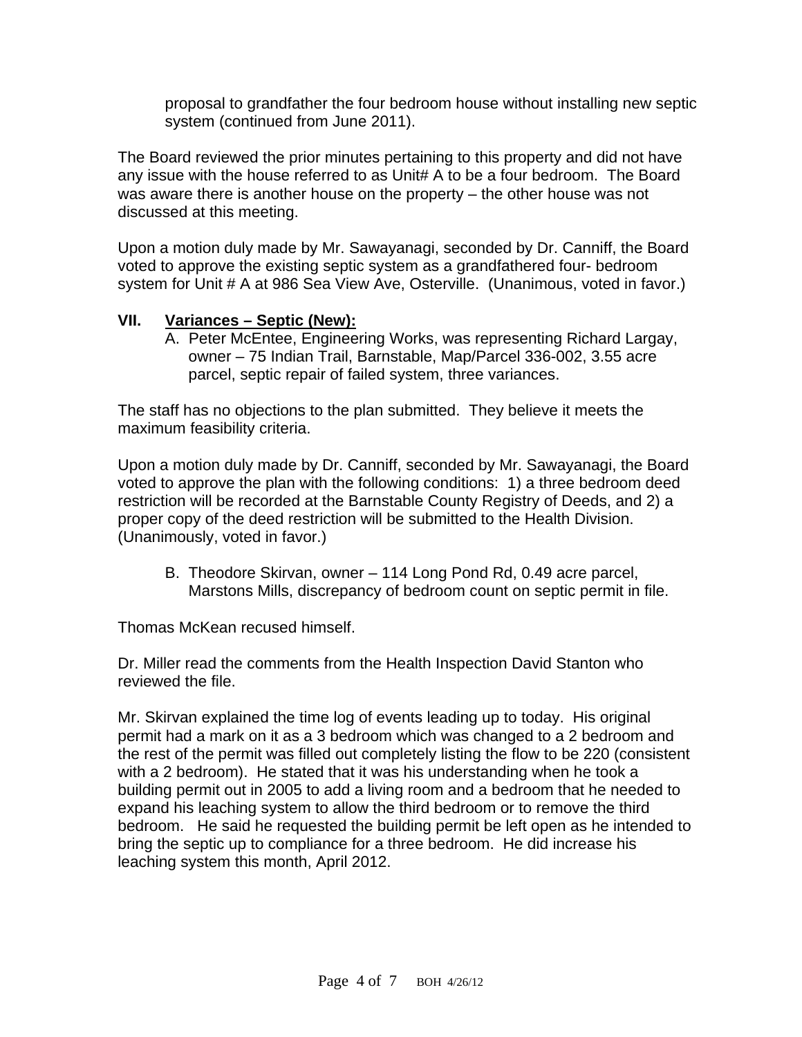proposal to grandfather the four bedroom house without installing new septic system (continued from June 2011).

The Board reviewed the prior minutes pertaining to this property and did not have any issue with the house referred to as Unit# A to be a four bedroom. The Board was aware there is another house on the property – the other house was not discussed at this meeting.

Upon a motion duly made by Mr. Sawayanagi, seconded by Dr. Canniff, the Board voted to approve the existing septic system as a grandfathered four- bedroom system for Unit # A at 986 Sea View Ave, Osterville. (Unanimous, voted in favor.)

## VII. Variances – Septic (New):

A. Peter McEntee, Engineering Works, was representing Richard Largay, owner – 75 Indian Trail, Barnstable, Map/Parcel 336-002, 3.55 acre parcel, septic repair of failed system, three variances.

The staff has no objections to the plan submitted. They believe it meets the maximum feasibility criteria.

Upon a motion duly made by Dr. Canniff, seconded by Mr. Sawayanagi, the Board voted to approve the plan with the following conditions: 1) a three bedroom deed restriction will be recorded at the Barnstable County Registry of Deeds, and 2) a proper copy of the deed restriction will be submitted to the Health Division. (Unanimously, voted in favor.)

B. Theodore Skirvan, owner – 114 Long Pond Rd, 0.49 acre parcel, Marstons Mills, discrepancy of bedroom count on septic permit in file.

Thomas McKean recused himself.

Dr. Miller read the comments from the Health Inspection David Stanton who reviewed the file.

Mr. Skirvan explained the time log of events leading up to today. His original permit had a mark on it as a 3 bedroom which was changed to a 2 bedroom and the rest of the permit was filled out completely listing the flow to be 220 (consistent with a 2 bedroom). He stated that it was his understanding when he took a building permit out in 2005 to add a living room and a bedroom that he needed to expand his leaching system to allow the third bedroom or to remove the third bedroom. He said he requested the building permit be left open as he intended to bring the septic up to compliance for a three bedroom. He did increase his leaching system this month, April 2012.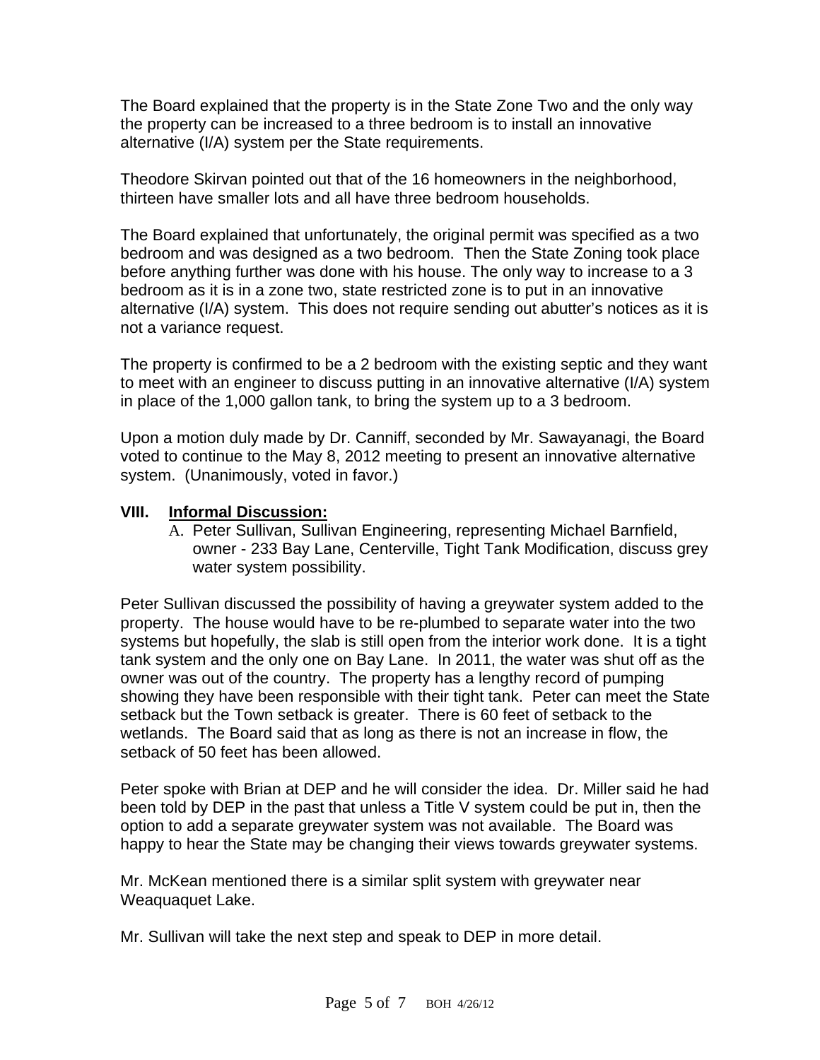The Board explained that the property is in the State Zone Two and the only way the property can be increased to a three bedroom is to install an innovative alternative (I/A) system per the State requirements.

Theodore Skirvan pointed out that of the 16 homeowners in the neighborhood, thirteen have smaller lots and all have three bedroom households.

The Board explained that unfortunately, the original permit was specified as a two bedroom and was designed as a two bedroom. Then the State Zoning took place before anything further was done with his house. The only way to increase to a 3 bedroom as it is in a zone two, state restricted zone is to put in an innovative alternative (I/A) system. This does not require sending out abutter's notices as it is not a variance request.

The property is confirmed to be a 2 bedroom with the existing septic and they want to meet with an engineer to discuss putting in an innovative alternative (I/A) system in place of the 1,000 gallon tank, to bring the system up to a 3 bedroom.

Upon a motion duly made by Dr. Canniff, seconded by Mr. Sawayanagi, the Board voted to continue to the May 8, 2012 meeting to present an innovative alternative system. (Unanimously, voted in favor.)

## VIII. Informal Discussion:

A. Peter Sullivan, Sullivan Engineering, representing Michael Barnfield, owner - 233 Bay Lane, Centerville, Tight Tank Modification, discuss grey water system possibility.

Peter Sullivan discussed the possibility of having a greywater system added to the property. The house would have to be re-plumbed to separate water into the two systems but hopefully, the slab is still open from the interior work done. It is a tight tank system and the only one on Bay Lane. In 2011, the water was shut off as the owner was out of the country. The property has a lengthy record of pumping showing they have been responsible with their tight tank. Peter can meet the State setback but the Town setback is greater. There is 60 feet of setback to the wetlands. The Board said that as long as there is not an increase in flow, the setback of 50 feet has been allowed.

Peter spoke with Brian at DEP and he will consider the idea. Dr. Miller said he had been told by DEP in the past that unless a Title V system could be put in, then the option to add a separate greywater system was not available. The Board was happy to hear the State may be changing their views towards greywater systems.

Mr. McKean mentioned there is a similar split system with greywater near Weaquaquet Lake.

Mr. Sullivan will take the next step and speak to DEP in more detail.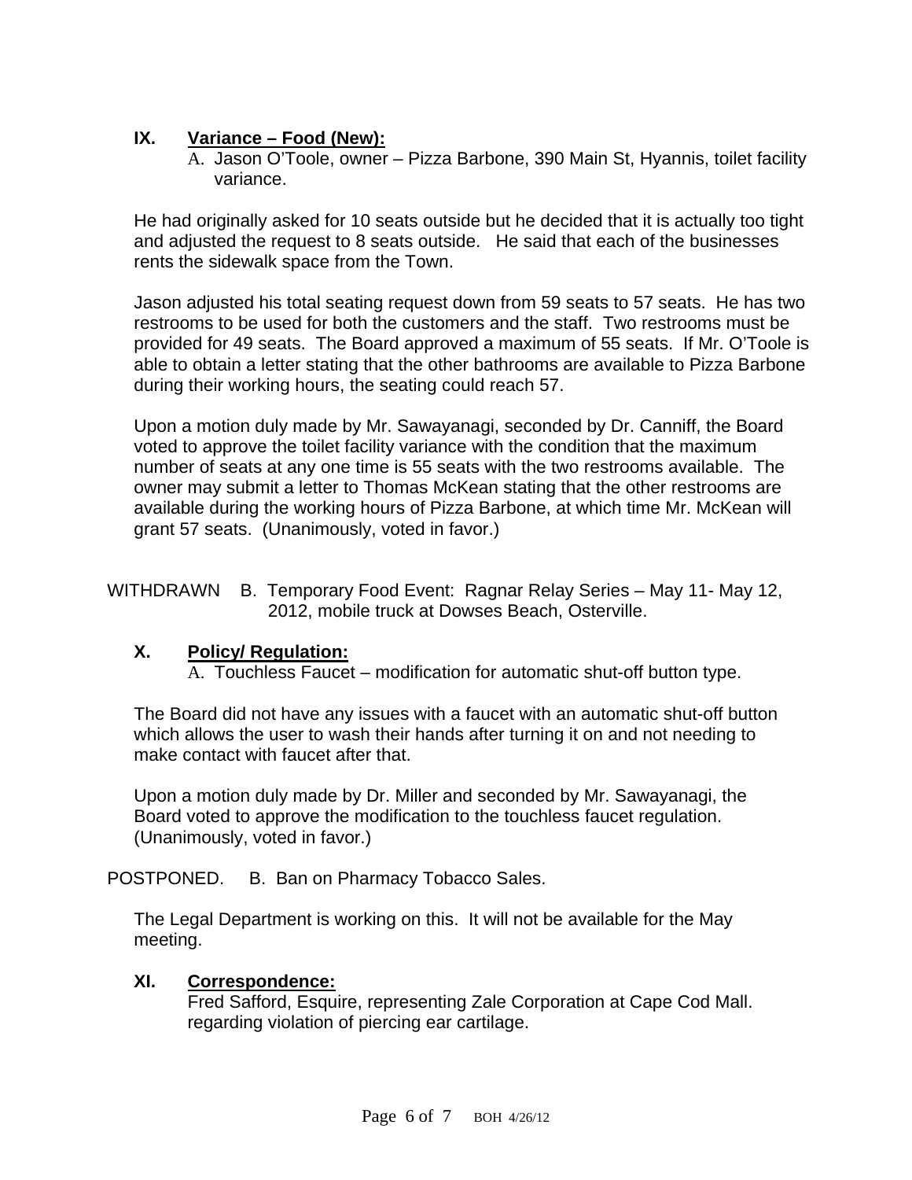## IX. Variance – Food (New):

A. Jason O'Toole, owner – Pizza Barbone, 390 Main St, Hyannis, toilet facility variance.

He had originally asked for 10 seats outside but he decided that it is actually too tight and adjusted the request to 8 seats outside. He said that each of the businesses rents the sidewalk space from the Town.

Jason adjusted his total seating request down from 59 seats to 57 seats. He has two restrooms to be used for both the customers and the staff. Two restrooms must be provided for 49 seats. The Board approved a maximum of 55 seats. If Mr. O'Toole is able to obtain a letter stating that the other bathrooms are available to Pizza Barbone during their working hours, the seating could reach 57.

Upon a motion duly made by Mr. Sawayanagi, seconded by Dr. Canniff, the Board voted to approve the toilet facility variance with the condition that the maximum number of seats at any one time is 55 seats with the two restrooms available. The owner may submit a letter to Thomas McKean stating that the other restrooms are available during the working hours of Pizza Barbone, at which time Mr. McKean will grant 57 seats. (Unanimously, voted in favor.)

WITHDRAWN B. Temporary Food Event: Ragnar Relay Series – May 11- May 12, 2012, mobile truck at Dowses Beach, Osterville.

## X. Policy/ Regulation:

A. Touchless Faucet – modification for automatic shut-off button type.

The Board did not have any issues with a faucet with an automatic shut-off button which allows the user to wash their hands after turning it on and not needing to make contact with faucet after that.

Upon a motion duly made by Dr. Miller and seconded by Mr. Sawayanagi, the Board voted to approve the modification to the touchless faucet regulation. (Unanimously, voted in favor.)

POSTPONED. B. Ban on Pharmacy Tobacco Sales.

The Legal Department is working on this. It will not be available for the May meeting.

## XI. Correspondence:

Fred Safford, Esquire, representing Zale Corporation at Cape Cod Mall. regarding violation of piercing ear cartilage.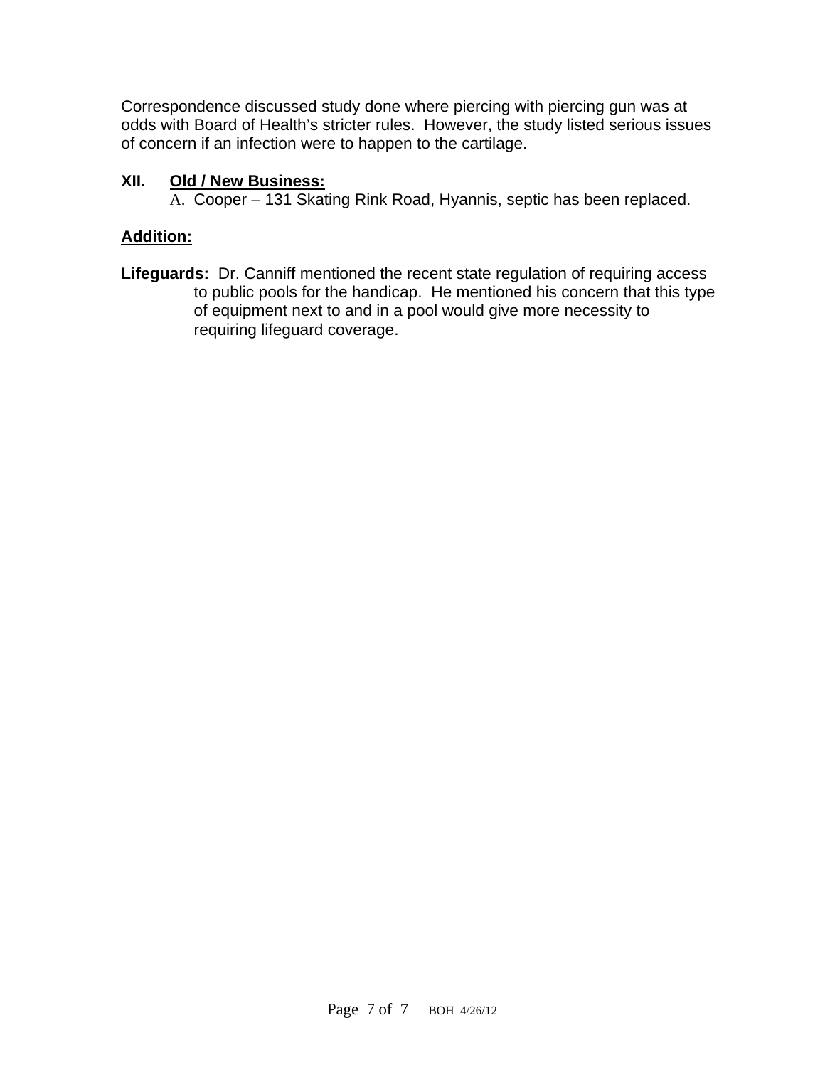Correspondence discussed study done where piercing with piercing gun was at odds with Board of Health's stricter rules. However, the study listed serious issues of concern if an infection were to happen to the cartilage.

## XII. Old / New Business:

A. Cooper – 131 Skating Rink Road, Hyannis, septic has been replaced.

## Addition:

**Lifeguards:** Dr. Canniff mentioned the recent state regulation of requiring access to public pools for the handicap. He mentioned his concern that this type of equipment next to and in a pool would give more necessity to requiring lifeguard coverage.